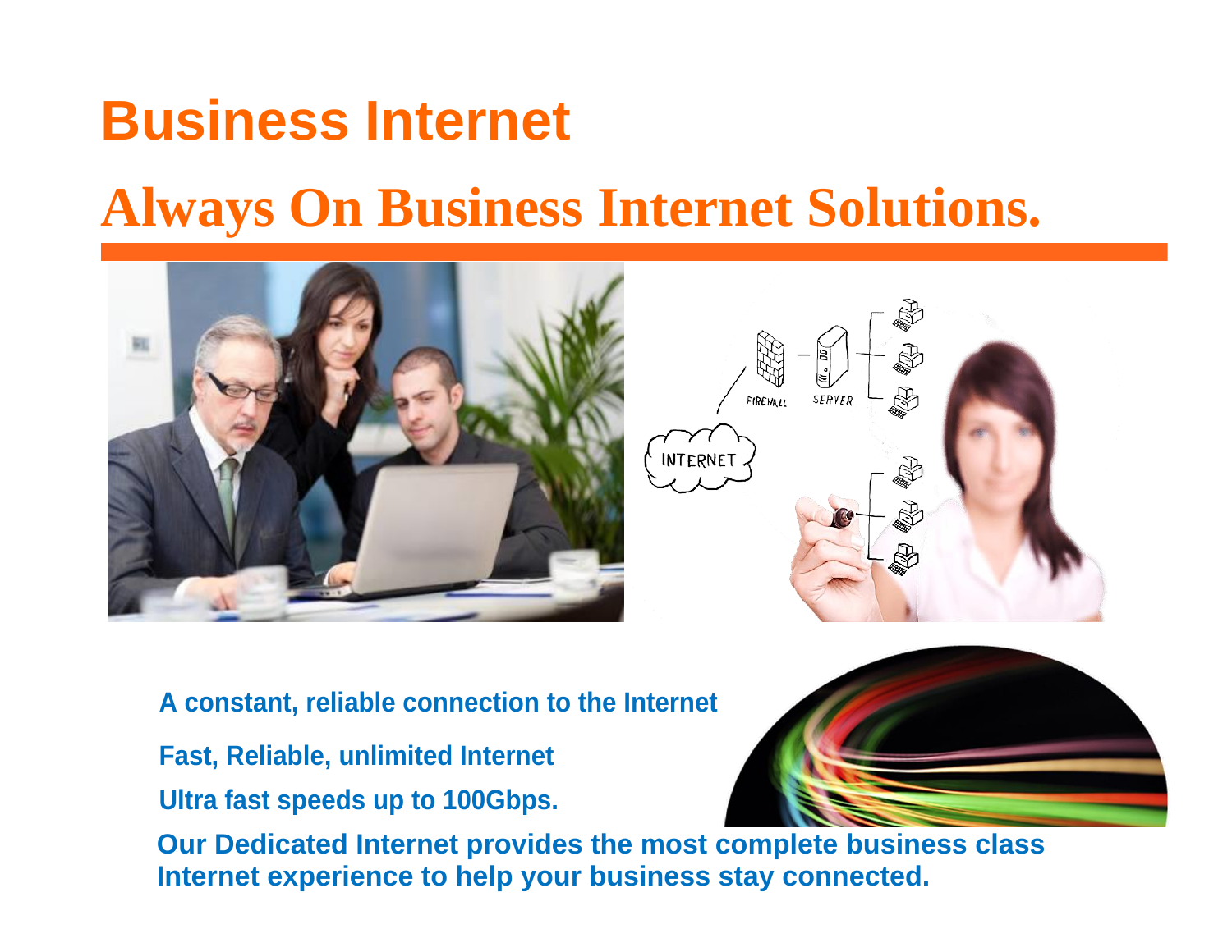# Business Internet

## Always On Business Internet Solutions.

**A constant, reliable connection to the Internet**

**Fast, Reliable, unlimited Internet**

**Ultra fast speeds up to 100Gbps.**

**Our Dedicated Internet provides the most complete business class Internet experience to help your business stay connected.**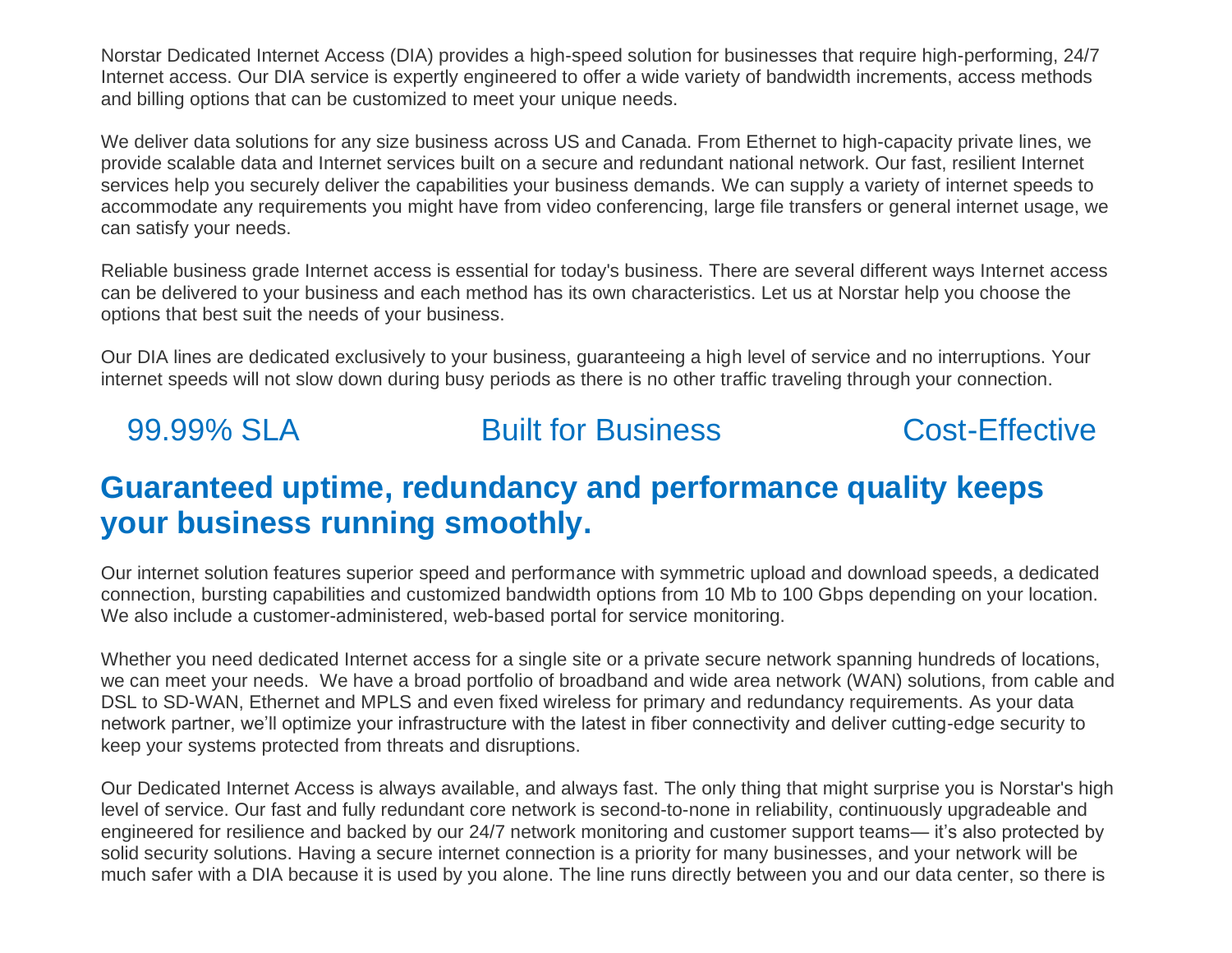Norstar Dedicated Internet Access (DIA) provides a high-speed solution for businesses that require high-performing, 24/7 Internet access. Our DIA service is expertly engineered to offer a wide variety of bandwidth increments, access methods and billing options that can be customized to meet your unique needs.

We deliver data solutions for any size business across US and Canada. From Ethernet to high-capacity private lines, we provide scalable data and Internet services built on a secure and redundant national network. Our fast, resilient Internet services help you securely deliver the capabilities your business demands. We can supply a variety of internet speeds to accommodate any requirements you might have from video conferencing, large file transfers or general internet usage, we can satisfy your needs.

Reliable business grade Internet access is essential for today's business. There are several different ways Internet access can be delivered to your business and each method has its own characteristics. Let us at Norstar help you choose the options that best suit the needs of your business.

Our DIA lines are dedicated exclusively to your business, guaranteeing a high level of service and no interruptions. Your internet speeds will not slow down during busy periods as there is no other traffic traveling through your connection.

99.99% SLA    Built for Business    Cost-Effective

## Guaranteed uptime, redundancy and performance quality keeps your business running smoothly.

Our internet solution features superior speed and performance with symmetric upload and download speeds, a dedicated connection, bursting capabilities and customized bandwidth options from 10 Mb to 100 Gbps depending on your location. We also include a customer-administered, web-based portal for service monitoring.

Whether you need dedicated Internet access for a single site or a private secure network spanning hundreds of locations, we can meet your needs. We have a broad portfolio of broadband and wide area network (WAN) solutions, from cable and DSL to SD-WAN, Ethernet and MPLS and even fixed wireless for primary and redundancy requirements. As your data network partner, we'll optimize your infrastructure with the latest in fiber connectivity and deliver cutting-edge security to keep your systems protected from threats and disruptions.

Our Dedicated Internet Access is always available, and always fast. The only thing that might surprise you is Norstar's high level of service. Our fast and fully redundant core network is second-to-none in reliability, continuously upgradeable and engineered for resilience and backed by our 24/7 network monitoring and customer support teams— it's also protected by solid security solutions. Having a secure internet connection is a priority for many businesses, and your network will be much safer with a DIA because it is used by you alone. The line runs directly between you and our data center, so there is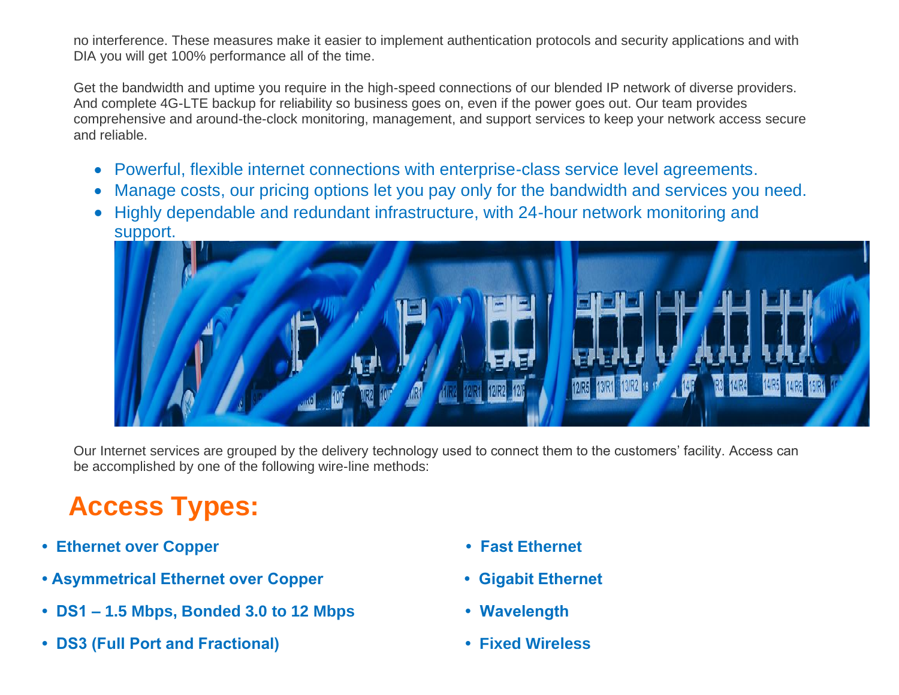no interference. These measures make it easier to implement authentication protocols and security applications and with DIA you will get 100% performance all of the time.

Get the bandwidth and uptime you require in the high-speed connections of our blended IP network of diverse providers. And complete 4G-LTE backup for reliability so business goes on, even if the power goes out. Our team provides comprehensive and around-the-clock monitoring, management, and support services to keep your network access secure and reliable.

- Powerful, flexible internet connections with enterprise-class service level agreements.
- Manage costs, our pricing options let you pay only for the bandwidth and services you need.
- Highly dependable and redundant infrastructure, with 24-hour network monitoring and support.

Our Internet services are grouped by the delivery technology used to connect them to the customers' facility. Access can be accomplished by one of the following wire-line methods:

## Access Types:

- **Ethernet over Copper**
- **Asymmetrical Ethernet over Copper**
- **DS1 – 1.5 Mbps, Bonded 3.0 to 12 Mbps**
- **DS3 (Full Port and Fractional)**
- **Fast Ethernet**
- **Gigabit Ethernet**
- **Wavelength**
- **Fixed Wireless**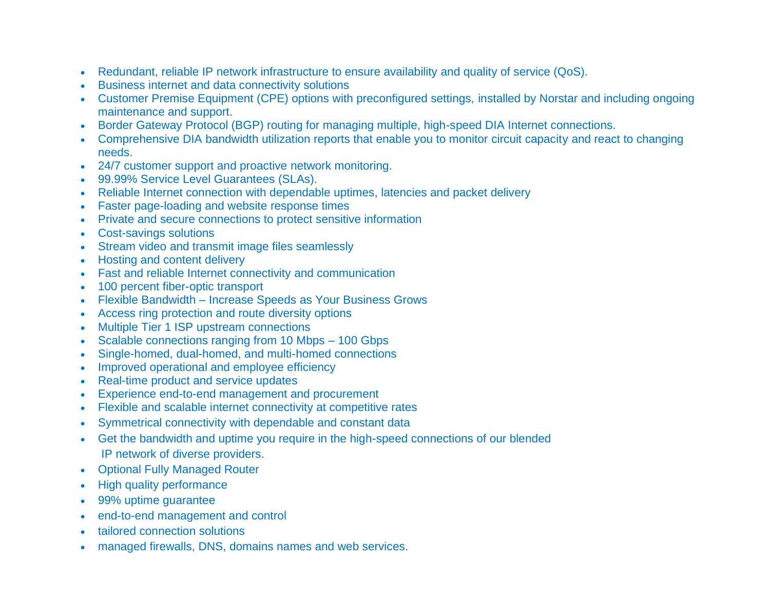- Redundant, reliable IP network infrastructure to ensure availability and quality of service (QoS).
- Business internet and data connectivity solutions
- Customer Premise Equipment (CPE) options with preconfigured settings, installed by Norstar and including ongoing maintenance and support.
- Border Gateway Protocol (BGP) routing for managing multiple, high-speed DIA Internet connections.
- Comprehensive DIA bandwidth utilization reports that enable you to monitor circuit capacity and react to changing needs.
- 24/7 customer support and proactive network monitoring.
- 99.99% Service Level Guarantees (SLAs).
- Reliable Internet connection with dependable uptimes, latencies and packet delivery
- Faster page-loading and website response times
- Private and secure connections to protect sensitive information
- Cost-savings solutions
- Stream video and transmit image files seamlessly
- Hosting and content delivery
- Fast and reliable Internet connectivity and communication
- 100 percent fiber-optic transport
- Flexible Bandwidth – Increase Speeds as Your Business Grows
- Access ring protection and route diversity options
- Multiple Tier 1 ISP upstream connections
- Scalable connections ranging from 10 Mbps – 100 Gbps
- Single-homed, dual-homed, and multi-homed connections
- Improved operational and employee efficiency
- Real-time product and service updates
- Experience end-to-end management and procurement
- Flexible and scalable internet connectivity at competitive rates
- Symmetrical connectivity with dependable and constant data
- Get the bandwidth and uptime you require in the high-speed connections of our blended IP network of diverse providers.
- Optional Fully Managed Router
- High quality performance
- 99% uptime guarantee
- end-to-end management and control
- tailored connection solutions
- managed firewalls, DNS, domains names and web services.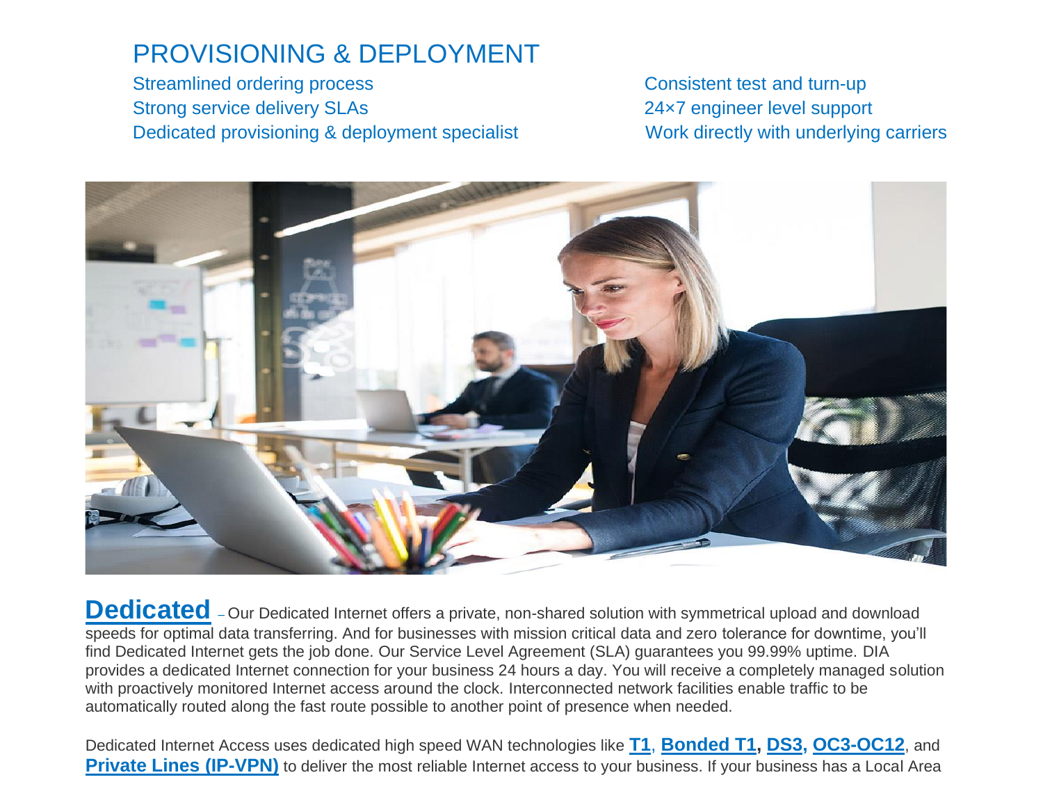## PROVISIONING & DEPLOYMENT

- Streamlined ordering process
- Strong service delivery SLAs
- Dedicated provisioning & deployment specialist
- Consistent test and turn-up
- 24×7 engineer level support
- Work directly with underlying carriers

**Dedicated** – Our Dedicated Internet offers a private, non-shared solution with symmetrical upload and download speeds for optimal data transferring. And for businesses with mission critical data and zero tolerance for downtime, you'll find Dedicated Internet gets the job done. Our Service Level Agreement (SLA) guarantees you 99.99% uptime. DIA provides a dedicated Internet connection for your business 24 hours a day. You will receive a completely managed solution with proactively monitored Internet access around the clock. Interconnected network facilities enable traffic to be automatically routed along the fast route possible to another point of presence when needed.

Dedicated Internet Access uses dedicated high speed WAN technologies like **T1**, **Bonded T1**, **DS3**, **OC3-OC12**, and **Private Lines (IP-VPN)** to deliver the most reliable Internet access to your business. If your business has a Local Area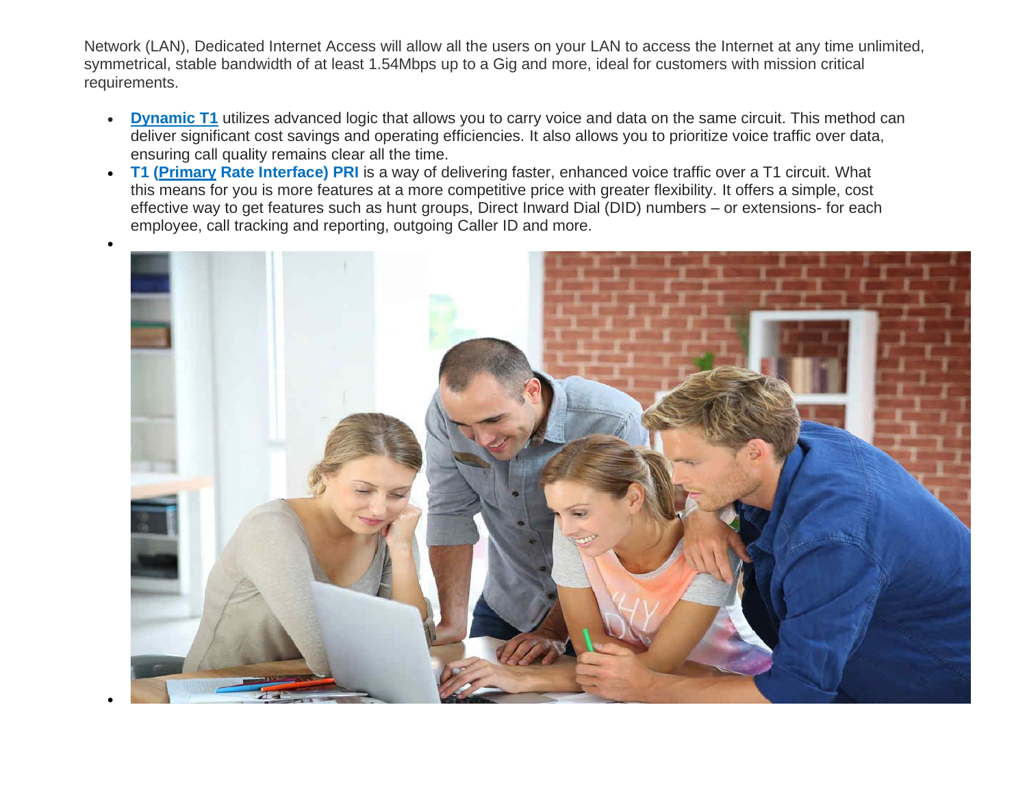Network (LAN), Dedicated Internet Access will allow all the users on your LAN to access the Internet at any time unlimited, symmetrical, stable bandwidth of at least 1.54Mbps up to a Gig and more, ideal for customers with mission critical requirements.

- **Dynamic T1** utilizes advanced logic that allows you to carry voice and data on the same circuit. This method can deliver significant cost savings and operating efficiencies. It also allows you to prioritize voice traffic over data, ensuring call quality remains clear all the time.
- **T1 (Primary Rate Interface) PRI** is a way of delivering faster, enhanced voice traffic over a T1 circuit. What this means for you is more features at a more competitive price with greater flexibility. It offers a simple, cost effective way to get features such as hunt groups, Direct Inward Dial (DID) numbers – or extensions- for each employee, call tracking and reporting, outgoing Caller ID and more.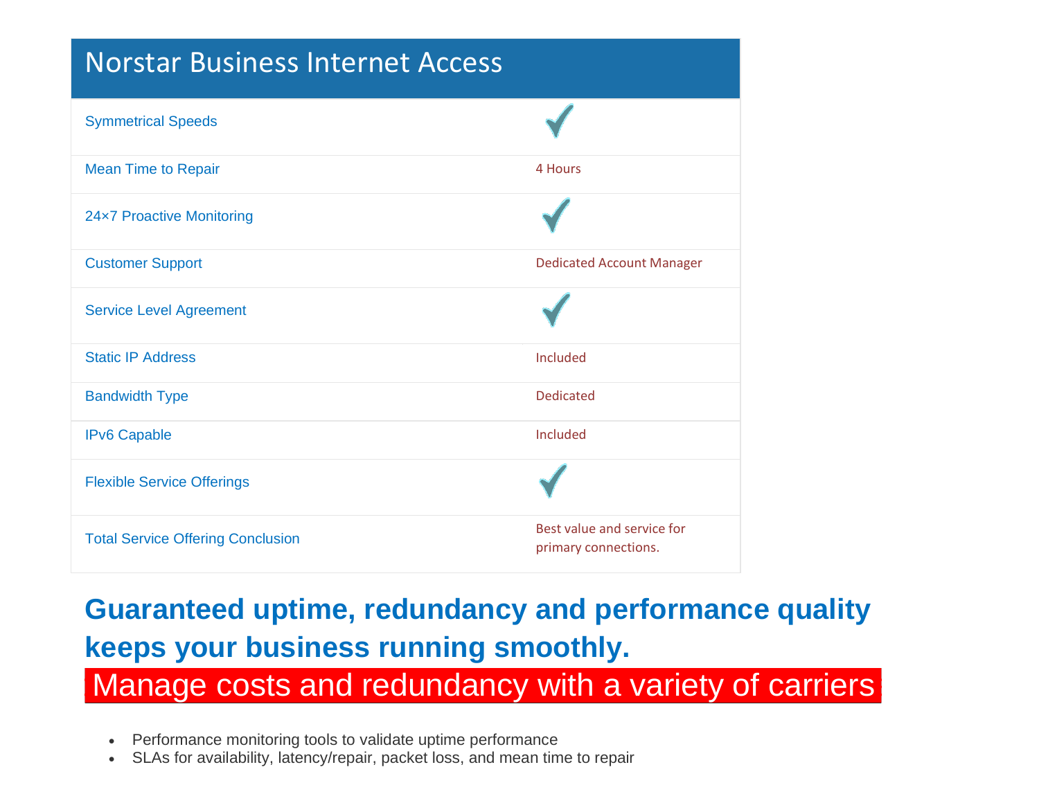| Norstar Business Internet Access | |
|---|---|
| Symmetrical Speeds | ✓ |
| Mean Time to Repair | 4 Hours |
| 24×7 Proactive Monitoring | ✓ |
| Customer Support | Dedicated Account Manager |
| Service Level Agreement | ✓ |
| Static IP Address | Included |
| Bandwidth Type | Dedicated |
| IPv6 Capable | Included |
| Flexible Service Offerings | ✓ |
| Total Service Offering Conclusion | Best value and service for primary connections. |

## Guaranteed uptime, redundancy and performance quality keeps your business running smoothly.

## Manage costs and redundancy with a variety of carriers

- Performance monitoring tools to validate uptime performance
- SLAs for availability, latency/repair, packet loss, and mean time to repair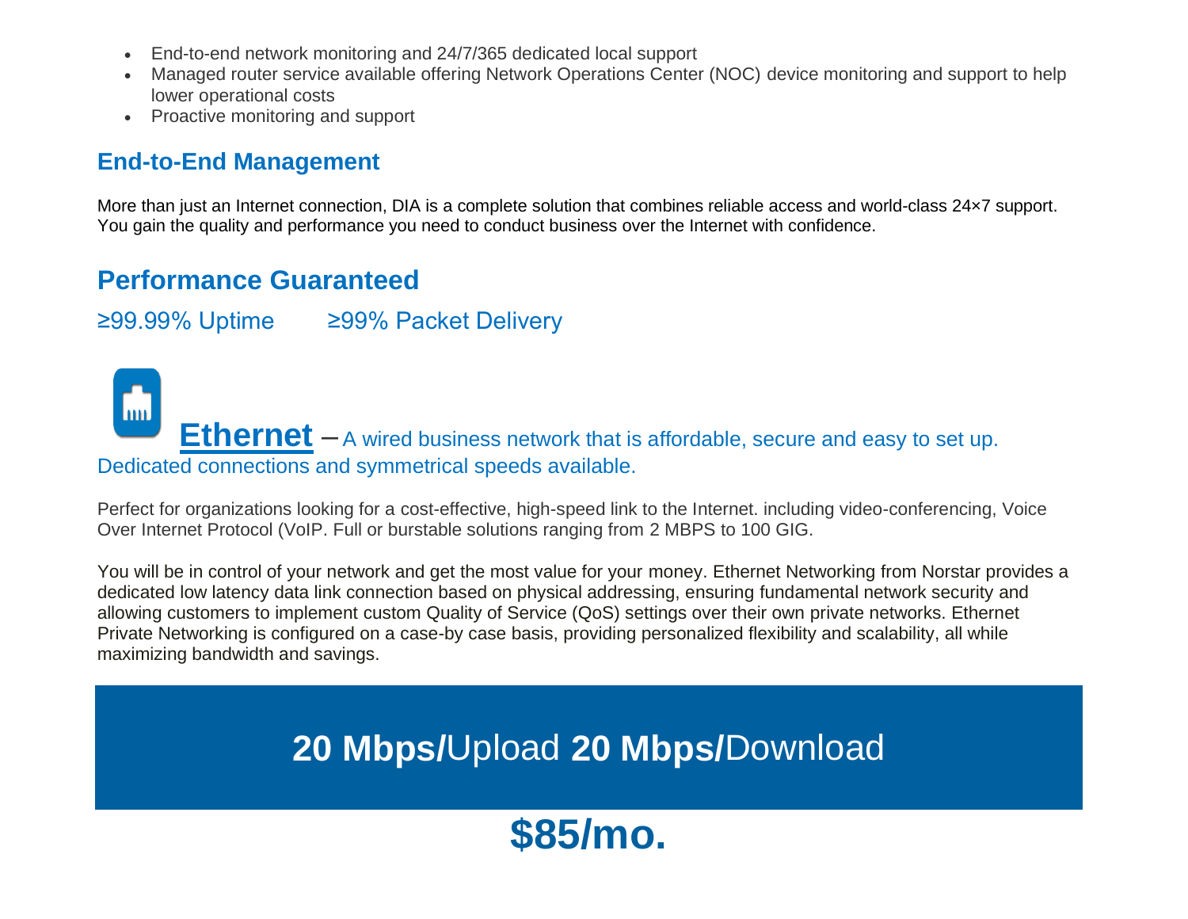- End-to-end network monitoring and 24/7/365 dedicated local support
- Managed router service available offering Network Operations Center (NOC) device monitoring and support to help lower operational costs
- Proactive monitoring and support

## End-to-End Management

More than just an Internet connection, DIA is a complete solution that combines reliable access and world-class 24×7 support. You gain the quality and performance you need to conduct business over the Internet with confidence.

## Performance Guaranteed

≥99.99% Uptime ≥99% Packet Delivery

## Ethernet – A wired business network that is affordable, secure and easy to set up. Dedicated connections and symmetrical speeds available.

Perfect for organizations looking for a cost-effective, high-speed link to the Internet. including video-conferencing, Voice Over Internet Protocol (VoIP. Full or burstable solutions ranging from 2 MBPS to 100 GIG.

You will be in control of your network and get the most value for your money. Ethernet Networking from Norstar provides a dedicated low latency data link connection based on physical addressing, ensuring fundamental network security and allowing customers to implement custom Quality of Service (QoS) settings over their own private networks. Ethernet Private Networking is configured on a case-by case basis, providing personalized flexibility and scalability, all while maximizing bandwidth and savings.

## **20 Mbps/**Upload **20 Mbps/**Download

## $85/mo.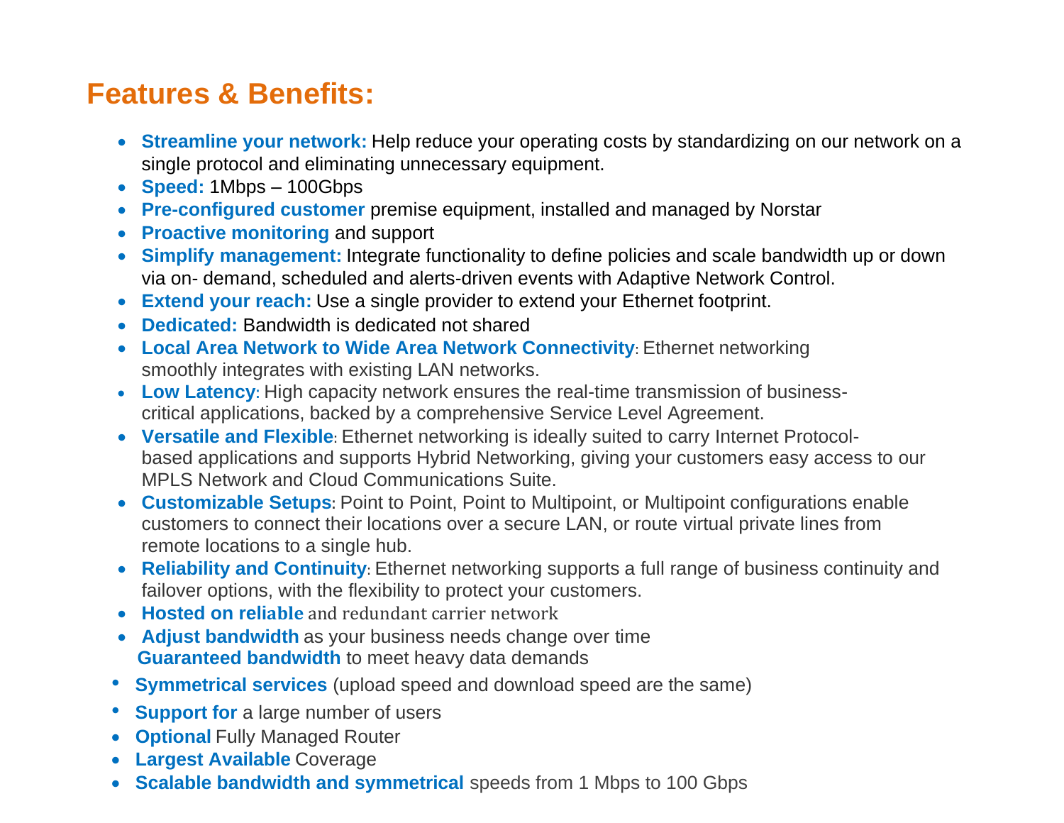# Features & Benefits:

- **Streamline your network:** Help reduce your operating costs by standardizing on our network on a single protocol and eliminating unnecessary equipment.
- **Speed:** 1Mbps – 100Gbps
- **Pre-configured customer** premise equipment, installed and managed by Norstar
- **Proactive monitoring** and support
- **Simplify management:** Integrate functionality to define policies and scale bandwidth up or down via on- demand, scheduled and alerts-driven events with Adaptive Network Control.
- **Extend your reach:** Use a single provider to extend your Ethernet footprint.
- **Dedicated:** Bandwidth is dedicated not shared
- **Local Area Network to Wide Area Network Connectivity**: Ethernet networking smoothly integrates with existing LAN networks.
- **Low Latency**: High capacity network ensures the real-time transmission of business-critical applications, backed by a comprehensive Service Level Agreement.
- **Versatile and Flexible**: Ethernet networking is ideally suited to carry Internet Protocol-based applications and supports Hybrid Networking, giving your customers easy access to our MPLS Network and Cloud Communications Suite.
- **Customizable Setups**: Point to Point, Point to Multipoint, or Multipoint configurations enable customers to connect their locations over a secure LAN, or route virtual private lines from remote locations to a single hub.
- **Reliability and Continuity**: Ethernet networking supports a full range of business continuity and failover options, with the flexibility to protect your customers.
- **Hosted on reliable** and redundant carrier network
- **Adjust bandwidth** as your business needs change over time
  **Guaranteed bandwidth** to meet heavy data demands
- **Symmetrical services** (upload speed and download speed are the same)
- **Support for** a large number of users
- **Optional** Fully Managed Router
- **Largest Available** Coverage
- **Scalable bandwidth and symmetrical** speeds from 1 Mbps to 100 Gbps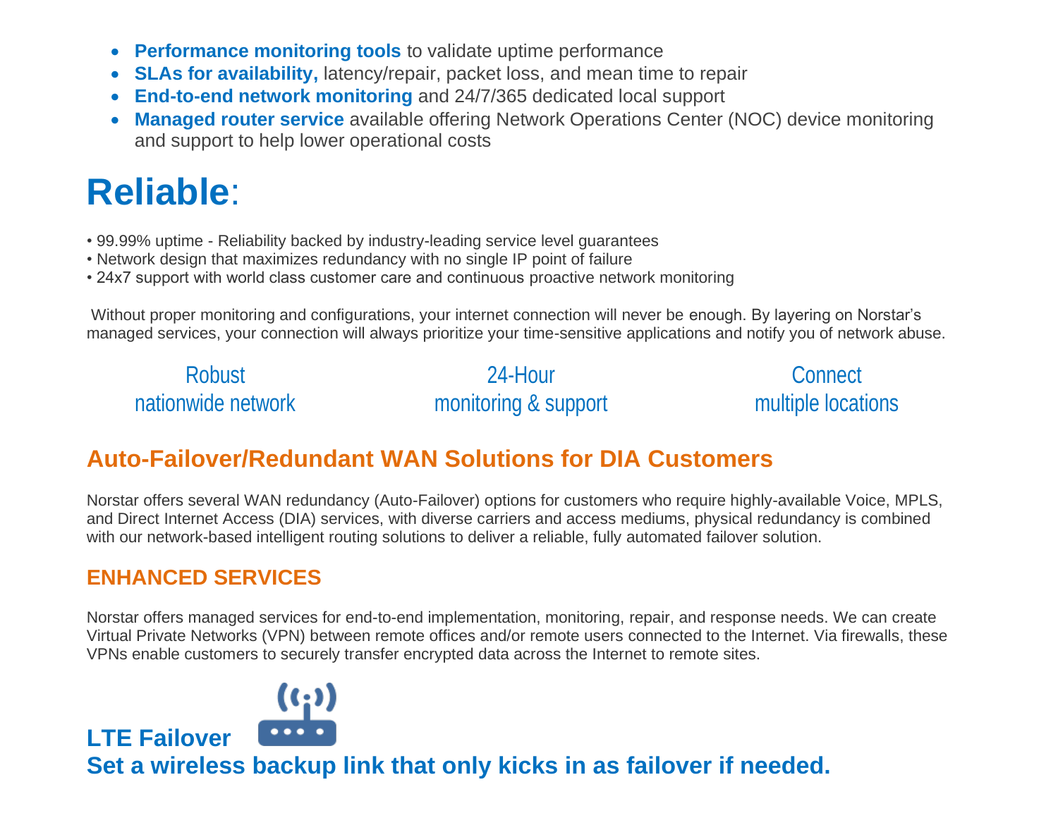- **Performance monitoring tools** to validate uptime performance
- **SLAs for availability,** latency/repair, packet loss, and mean time to repair
- **End-to-end network monitoring** and 24/7/365 dedicated local support
- **Managed router service** available offering Network Operations Center (NOC) device monitoring and support to help lower operational costs

# Reliable:

- 99.99% uptime - Reliability backed by industry-leading service level guarantees
- Network design that maximizes redundancy with no single IP point of failure
- 24x7 support with world class customer care and continuous proactive network monitoring

Without proper monitoring and configurations, your internet connection will never be enough. By layering on Norstar's managed services, your connection will always prioritize your time-sensitive applications and notify you of network abuse.

Robust nationwide network

24-Hour monitoring & support

Connect multiple locations

## Auto-Failover/Redundant WAN Solutions for DIA Customers

Norstar offers several WAN redundancy (Auto-Failover) options for customers who require highly-available Voice, MPLS, and Direct Internet Access (DIA) services, with diverse carriers and access mediums, physical redundancy is combined with our network-based intelligent routing solutions to deliver a reliable, fully automated failover solution.

### ENHANCED SERVICES

Norstar offers managed services for end-to-end implementation, monitoring, repair, and response needs. We can create Virtual Private Networks (VPN) between remote offices and/or remote users connected to the Internet. Via firewalls, these VPNs enable customers to securely transfer encrypted data across the Internet to remote sites.

### LTE Failover

**Set a wireless backup link that only kicks in as failover if needed.**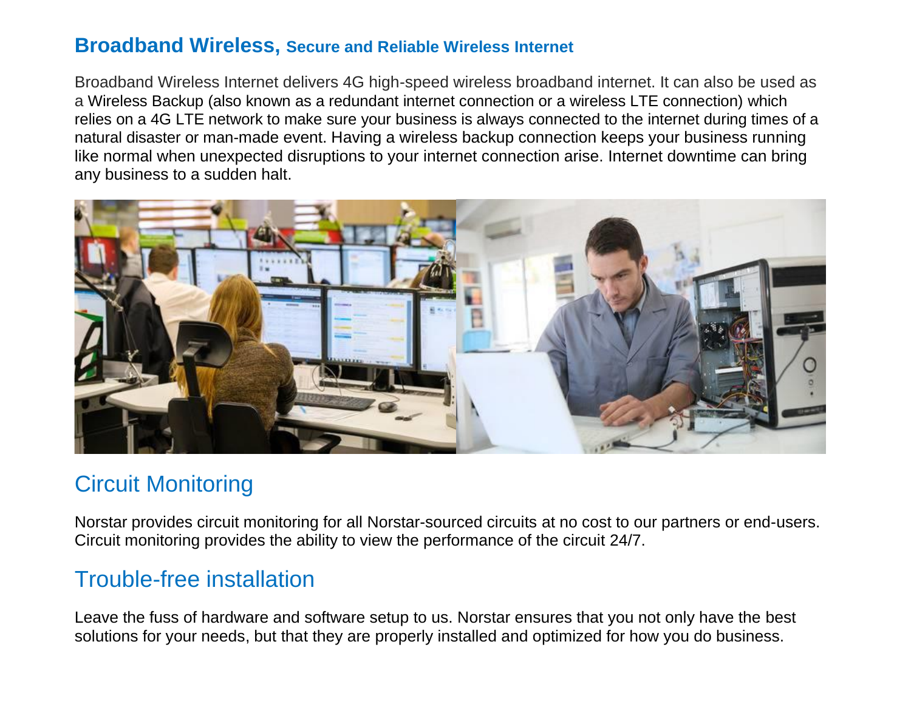## Broadband Wireless, Secure and Reliable Wireless Internet

Broadband Wireless Internet delivers 4G high-speed wireless broadband internet. It can also be used as a Wireless Backup (also known as a redundant internet connection or a wireless LTE connection) which relies on a 4G LTE network to make sure your business is always connected to the internet during times of a natural disaster or man-made event. Having a wireless backup connection keeps your business running like normal when unexpected disruptions to your internet connection arise. Internet downtime can bring any business to a sudden halt.

## Circuit Monitoring

Norstar provides circuit monitoring for all Norstar-sourced circuits at no cost to our partners or end-users. Circuit monitoring provides the ability to view the performance of the circuit 24/7.

## Trouble-free installation

Leave the fuss of hardware and software setup to us. Norstar ensures that you not only have the best solutions for your needs, but that they are properly installed and optimized for how you do business.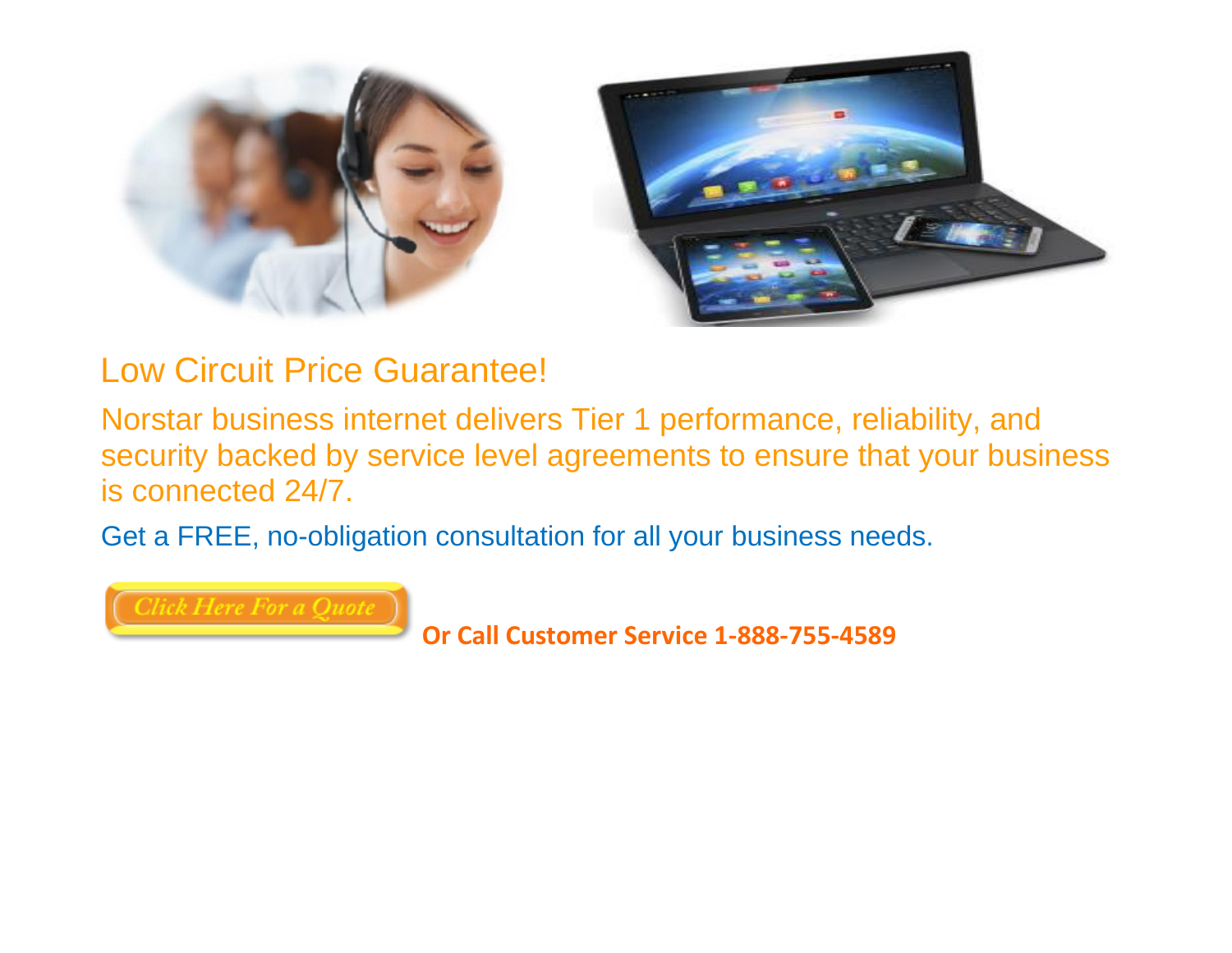## Low Circuit Price Guarantee!

Norstar business internet delivers Tier 1 performance, reliability, and security backed by service level agreements to ensure that your business is connected 24/7.

Get a FREE, no-obligation consultation for all your business needs.

Click Here For a Quote

**Or Call Customer Service 1-888-755-4589**